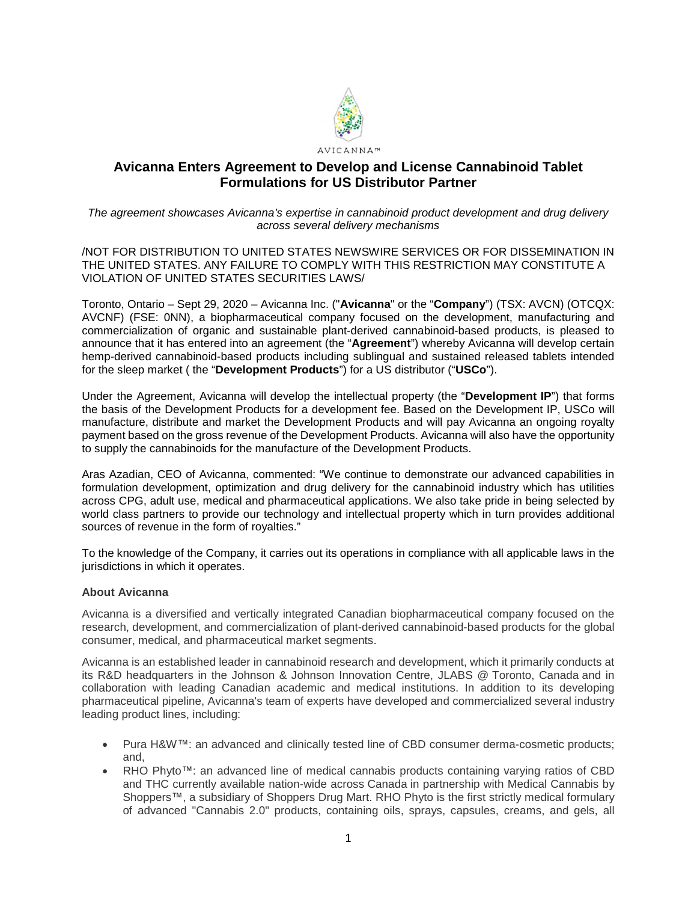AVICANNA™

# Avicanna Enters Agreement to Develop and License Cannabinoid Tablet Formulations for US Distributor Partner

*The agreement showcases Avicanna's expertise in cannabinoid product development and drug delivery across several delivery mechanisms*

/NOT FOR DISTRIBUTION TO UNITED STATES NEWSWIRE SERVICES OR FOR DISSEMINATION IN THE UNITED STATES. ANY FAILURE TO COMPLY WITH THIS RESTRICTION MAY CONSTITUTE A VIOLATION OF UNITED STATES SECURITIES LAWS/

Toronto, Ontario – Sept 29, 2020 – Avicanna Inc. ("**Avicanna**" or the "**Company**") (TSX: AVCN) (OTCQX: AVCNF) (FSE: 0NN), a biopharmaceutical company focused on the development, manufacturing and commercialization of organic and sustainable plant-derived cannabinoid-based products, is pleased to announce that it has entered into an agreement (the "**Agreement**") whereby Avicanna will develop certain hemp-derived cannabinoid-based products including sublingual and sustained released tablets intended for the sleep market ( the "**Development Products**") for a US distributor ("**USCo**").

Under the Agreement, Avicanna will develop the intellectual property (the "**Development IP**") that forms the basis of the Development Products for a development fee. Based on the Development IP, USCo will manufacture, distribute and market the Development Products and will pay Avicanna an ongoing royalty payment based on the gross revenue of the Development Products. Avicanna will also have the opportunity to supply the cannabinoids for the manufacture of the Development Products.

Aras Azadian, CEO of Avicanna, commented: "We continue to demonstrate our advanced capabilities in formulation development, optimization and drug delivery for the cannabinoid industry which has utilities across CPG, adult use, medical and pharmaceutical applications. We also take pride in being selected by world class partners to provide our technology and intellectual property which in turn provides additional sources of revenue in the form of royalties."

To the knowledge of the Company, it carries out its operations in compliance with all applicable laws in the jurisdictions in which it operates.

### About Avicanna

Avicanna is a diversified and vertically integrated Canadian biopharmaceutical company focused on the research, development, and commercialization of plant-derived cannabinoid-based products for the global consumer, medical, and pharmaceutical market segments.

Avicanna is an established leader in cannabinoid research and development, which it primarily conducts at its R&D headquarters in the Johnson & Johnson Innovation Centre, JLABS @ Toronto, Canada and in collaboration with leading Canadian academic and medical institutions. In addition to its developing pharmaceutical pipeline, Avicanna's team of experts have developed and commercialized several industry leading product lines, including:

- Pura H&W™: an advanced and clinically tested line of CBD consumer derma-cosmetic products; and,
- RHO Phyto™: an advanced line of medical cannabis products containing varying ratios of CBD and THC currently available nation-wide across Canada in partnership with Medical Cannabis by Shoppers™, a subsidiary of Shoppers Drug Mart. RHO Phyto is the first strictly medical formulary of advanced "Cannabis 2.0" products, containing oils, sprays, capsules, creams, and gels, all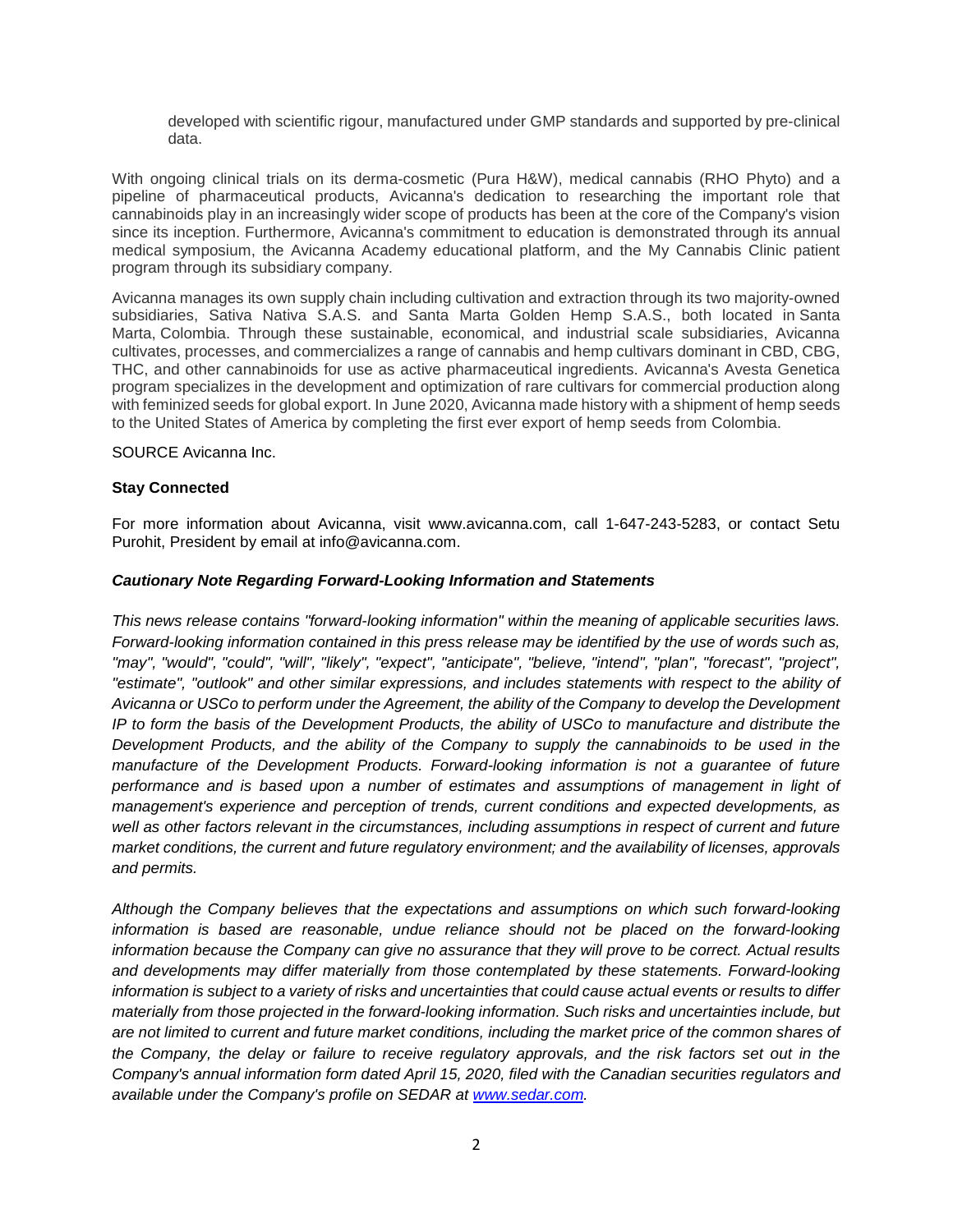developed with scientific rigour, manufactured under GMP standards and supported by pre-clinical data.

With ongoing clinical trials on its derma-cosmetic (Pura H&W), medical cannabis (RHO Phyto) and a pipeline of pharmaceutical products, Avicanna's dedication to researching the important role that cannabinoids play in an increasingly wider scope of products has been at the core of the Company's vision since its inception. Furthermore, Avicanna's commitment to education is demonstrated through its annual medical symposium, the Avicanna Academy educational platform, and the My Cannabis Clinic patient program through its subsidiary company.

Avicanna manages its own supply chain including cultivation and extraction through its two majority-owned subsidiaries, Sativa Nativa S.A.S. and Santa Marta Golden Hemp S.A.S., both located in Santa Marta, Colombia. Through these sustainable, economical, and industrial scale subsidiaries, Avicanna cultivates, processes, and commercializes a range of cannabis and hemp cultivars dominant in CBD, CBG, THC, and other cannabinoids for use as active pharmaceutical ingredients. Avicanna's Avesta Genetica program specializes in the development and optimization of rare cultivars for commercial production along with feminized seeds for global export. In June 2020, Avicanna made history with a shipment of hemp seeds to the United States of America by completing the first ever export of hemp seeds from Colombia.

SOURCE Avicanna Inc.

**Stay Connected**

For more information about Avicanna, visit www.avicanna.com, call 1-647-243-5283, or contact Setu Purohit, President by email at info@avicanna.com.

***Cautionary Note Regarding Forward-Looking Information and Statements***

*This news release contains "forward-looking information" within the meaning of applicable securities laws. Forward-looking information contained in this press release may be identified by the use of words such as, "may", "would", "could", "will", "likely", "expect", "anticipate", "believe, "intend", "plan", "forecast", "project", "estimate", "outlook" and other similar expressions, and includes statements with respect to the ability of Avicanna or USCo to perform under the Agreement, the ability of the Company to develop the Development IP to form the basis of the Development Products, the ability of USCo to manufacture and distribute the Development Products, and the ability of the Company to supply the cannabinoids to be used in the manufacture of the Development Products. Forward-looking information is not a guarantee of future performance and is based upon a number of estimates and assumptions of management in light of management's experience and perception of trends, current conditions and expected developments, as well as other factors relevant in the circumstances, including assumptions in respect of current and future market conditions, the current and future regulatory environment; and the availability of licenses, approvals and permits.*

*Although the Company believes that the expectations and assumptions on which such forward-looking information is based are reasonable, undue reliance should not be placed on the forward-looking information because the Company can give no assurance that they will prove to be correct. Actual results and developments may differ materially from those contemplated by these statements. Forward-looking information is subject to a variety of risks and uncertainties that could cause actual events or results to differ materially from those projected in the forward-looking information. Such risks and uncertainties include, but are not limited to current and future market conditions, including the market price of the common shares of the Company, the delay or failure to receive regulatory approvals, and the risk factors set out in the Company's annual information form dated April 15, 2020, filed with the Canadian securities regulators and available under the Company's profile on SEDAR at [www.sedar.com](http://www.sedar.com).*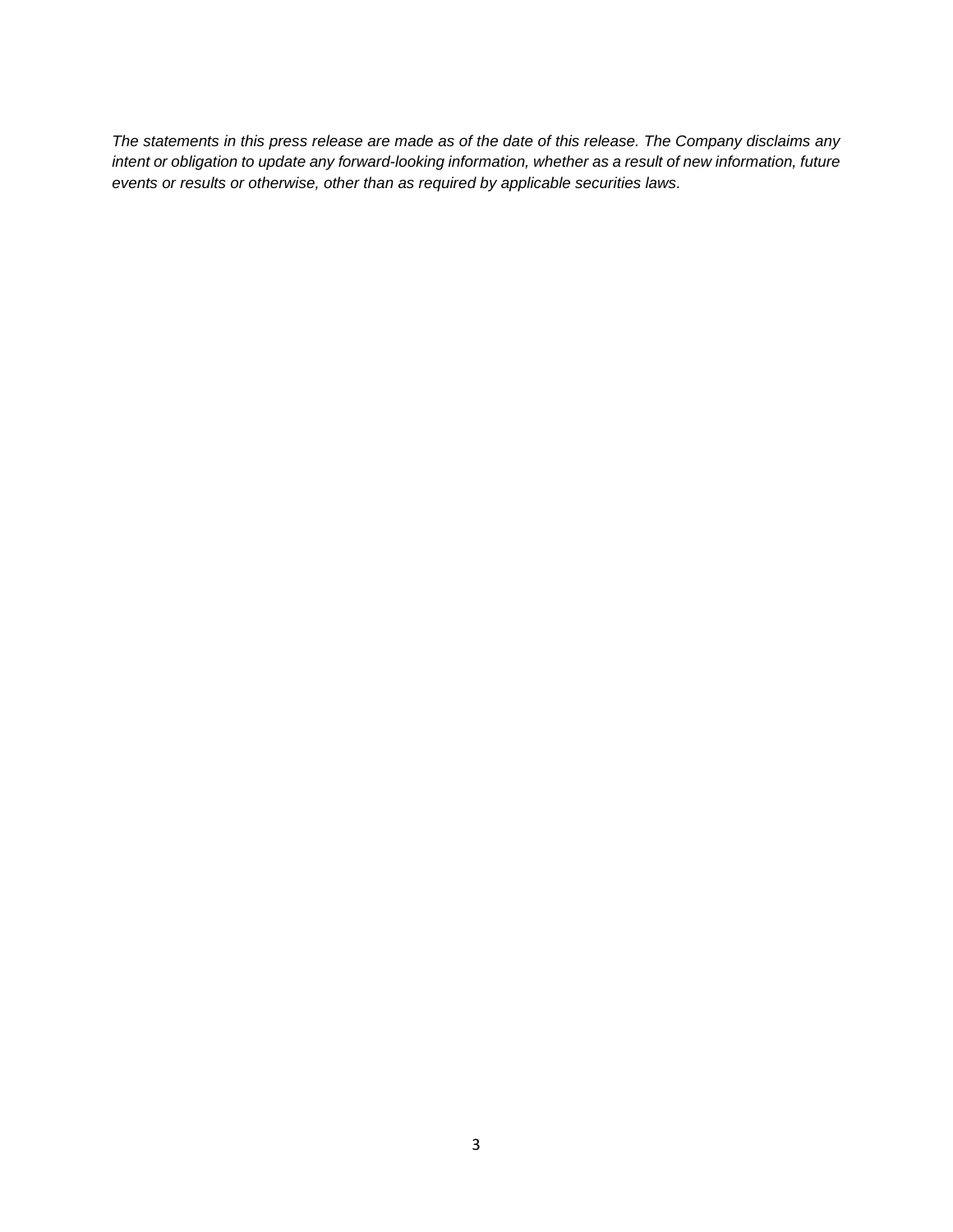*The statements in this press release are made as of the date of this release. The Company disclaims any intent or obligation to update any forward-looking information, whether as a result of new information, future events or results or otherwise, other than as required by applicable securities laws.*